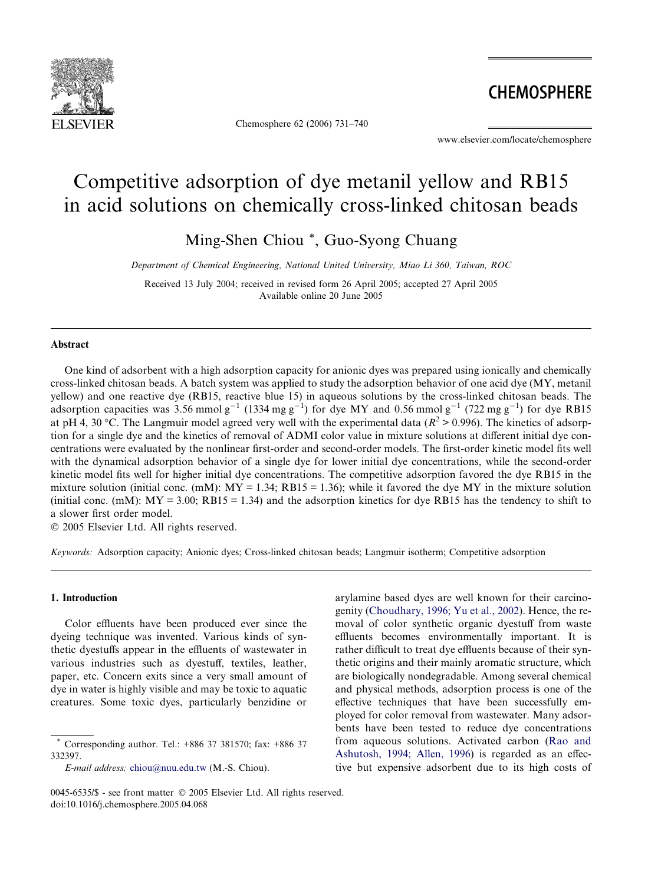# Competitive adsorption of dye metanil yellow and RB15 in acid solutions on chemically cross-linked chitosan beads

Ming-Shen Chiou *, Guo-Syong Chuang

*Department of Chemical Engineering, National United University, Miao Li 360, Taiwan, ROC*

Received 13 July 2004; received in revised form 26 April 2005; accepted 27 April 2005
Available online 20 June 2005

## Abstract

One kind of adsorbent with a high adsorption capacity for anionic dyes was prepared using ionically and chemically cross-linked chitosan beads. A batch system was applied to study the adsorption behavior of one acid dye (MY, metanil yellow) and one reactive dye (RB15, reactive blue 15) in aqueous solutions by the cross-linked chitosan beads. The adsorption capacities was 3.56 mmol $g^{-1}$ (1334 mg $g^{-1}$) for dye MY and 0.56 mmol $g^{-1}$ (722 mg $g^{-1}$) for dye RB15 at pH 4, 30 °C. The Langmuir model agreed very well with the experimental data ($R^2 > 0.996$). The kinetics of adsorption for a single dye and the kinetics of removal of ADMI color value in mixture solutions at different initial dye concentrations were evaluated by the nonlinear first-order and second-order models. The first-order kinetic model fits well with the dynamical adsorption behavior of a single dye for lower initial dye concentrations, while the second-order kinetic model fits well for higher initial dye concentrations. The competitive adsorption favored the dye RB15 in the mixture solution (initial conc. (mM): MY = 1.34; RB15 = 1.36); while it favored the dye MY in the mixture solution (initial conc. (mM): MY = 3.00; RB15 = 1.34) and the adsorption kinetics for dye RB15 has the tendency to shift to a slower first order model.

© 2005 Elsevier Ltd. All rights reserved.

*Keywords:* Adsorption capacity; Anionic dyes; Cross-linked chitosan beads; Langmuir isotherm; Competitive adsorption

## 1. Introduction

Color effluents have been produced ever since the dyeing technique was invented. Various kinds of synthetic dyestuffs appear in the effluents of wastewater in various industries such as dyestuff, textiles, leather, paper, etc. Concern exits since a very small amount of dye in water is highly visible and may be toxic to aquatic creatures. Some toxic dyes, particularly benzidine or arylamine based dyes are well known for their carcinogenity (Choudhary, 1996; Yu et al., 2002). Hence, the removal of color synthetic organic dyestuff from waste effluents becomes environmentally important. It is rather difficult to treat dye effluents because of their synthetic origins and their mainly aromatic structure, which are biologically nondegradable. Among several chemical and physical methods, adsorption process is one of the effective techniques that have been successfully employed for color removal from wastewater. Many adsorbents have been tested to reduce dye concentrations from aqueous solutions. Activated carbon (Rao and Ashutosh, 1994; Allen, 1996) is regarded as an effective but expensive adsorbent due to its high costs of

* Corresponding author. Tel.: +886 37 381570; fax: +886 37 332397.
*E-mail address:* chiou@nuu.edu.tw (M.-S. Chiou).

0045-6535/$ - see front matter © 2005 Elsevier Ltd. All rights reserved.
doi:10.1016/j.chemosphere.2005.04.068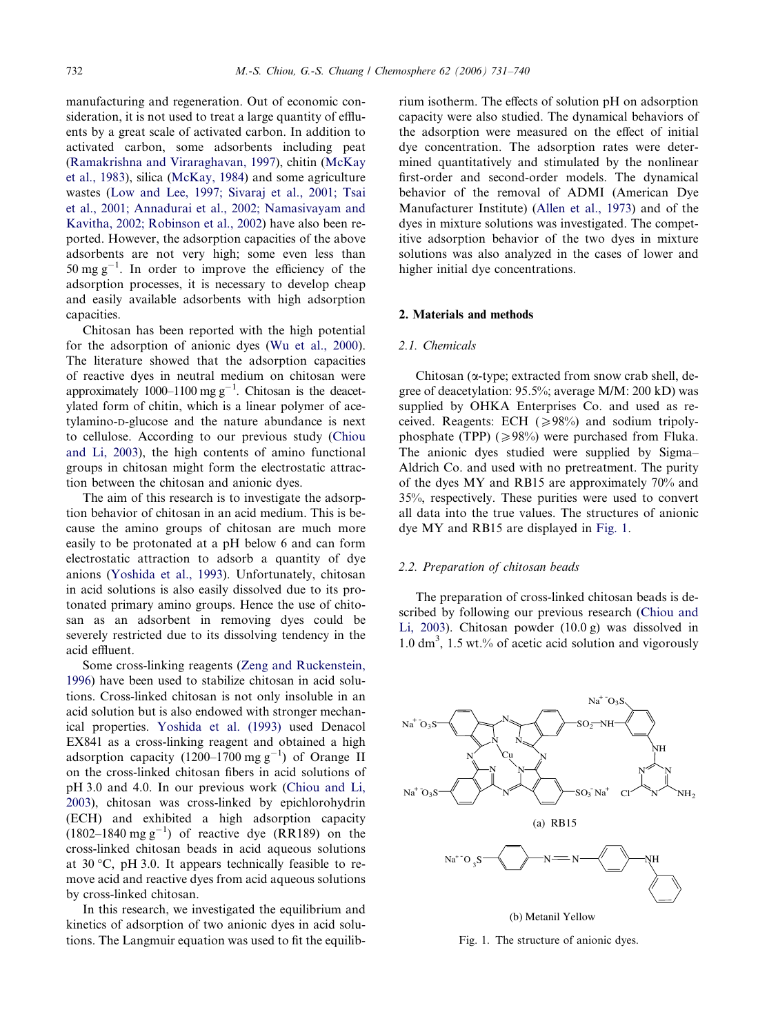manufacturing and regeneration. Out of economic consideration, it is not used to treat a large quantity of effluents by a great scale of activated carbon. In addition to activated carbon, some adsorbents including peat (Ramakrishna and Viraraghavan, 1997), chitin (McKay et al., 1983), silica (McKay, 1984) and some agriculture wastes (Low and Lee, 1997; Sivaraj et al., 2001; Tsai et al., 2001; Annadurai et al., 2002; Namasivayam and Kavitha, 2002; Robinson et al., 2002) have also been reported. However, the adsorption capacities of the above adsorbents are not very high; some even less than $50\ \mathrm{mg\ g^{-1}}$. In order to improve the efficiency of the adsorption processes, it is necessary to develop cheap and easily available adsorbents with high adsorption capacities.

Chitosan has been reported with the high potential for the adsorption of anionic dyes (Wu et al., 2000). The literature showed that the adsorption capacities of reactive dyes in neutral medium on chitosan were approximately $1000–1100\ \mathrm{mg\ g^{-1}}$. Chitosan is the deacetylated form of chitin, which is a linear polymer of acetylamino-D-glucose and the nature abundance is next to cellulose. According to our previous study (Chiou and Li, 2003), the high contents of amino functional groups in chitosan might form the electrostatic attraction between the chitosan and anionic dyes.

The aim of this research is to investigate the adsorption behavior of chitosan in an acid medium. This is because the amino groups of chitosan are much more easily to be protonated at a pH below 6 and can form electrostatic attraction to adsorb a quantity of dye anions (Yoshida et al., 1993). Unfortunately, chitosan in acid solutions is also easily dissolved due to its protonated primary amino groups. Hence the use of chitosan as an adsorbent in removing dyes could be severely restricted due to its dissolving tendency in the acid effluent.

Some cross-linking reagents (Zeng and Ruckenstein, 1996) have been used to stabilize chitosan in acid solutions. Cross-linked chitosan is not only insoluble in an acid solution but is also endowed with stronger mechanical properties. Yoshida et al. (1993) used Denacol EX841 as a cross-linking reagent and obtained a high adsorption capacity ($1200–1700\ \mathrm{mg\ g^{-1}}$) of Orange II on the cross-linked chitosan fibers in acid solutions of pH 3.0 and 4.0. In our previous work (Chiou and Li, 2003), chitosan was cross-linked by epichlorohydrin (ECH) and exhibited a high adsorption capacity ($1802–1840\ \mathrm{mg\ g^{-1}}$) of reactive dye (RR189) on the cross-linked chitosan beads in acid aqueous solutions at 30 °C, pH 3.0. It appears technically feasible to remove acid and reactive dyes from acid aqueous solutions by cross-linked chitosan.

In this research, we investigated the equilibrium and kinetics of adsorption of two anionic dyes in acid solutions. The Langmuir equation was used to fit the equilibrium isotherm. The effects of solution pH on adsorption capacity were also studied. The dynamical behaviors of the adsorption were measured on the effect of initial dye concentration. The adsorption rates were determined quantitatively and stimulated by the nonlinear first-order and second-order models. The dynamical behavior of the removal of ADMI (American Dye Manufacturer Institute) (Allen et al., 1973) and of the dyes in mixture solutions was investigated. The competitive adsorption behavior of the two dyes in mixture solutions was also analyzed in the cases of lower and higher initial dye concentrations.

## 2. Materials and methods

### 2.1. Chemicals

Chitosan (α-type; extracted from snow crab shell, degree of deacetylation: 95.5%; average M/M: 200 kD) was supplied by OHKA Enterprises Co. and used as received. Reagents: ECH (⩾98%) and sodium tripolyphosphate (TPP) (⩾98%) were purchased from Fluka. The anionic dyes studied were supplied by Sigma–Aldrich Co. and used with no pretreatment. The purity of the dyes MY and RB15 are approximately 70% and 35%, respectively. These purities were used to convert all data into the true values. The structures of anionic dye MY and RB15 are displayed in Fig. 1.

### 2.2. Preparation of chitosan beads

The preparation of cross-linked chitosan beads is described by following our previous research (Chiou and Li, 2003). Chitosan powder (10.0 g) was dissolved in $1.0\ \mathrm{dm^3}$, 1.5 wt.% of acetic acid solution and vigorously

(a) RB15

(b) Metanil Yellow

Fig. 1. The structure of anionic dyes.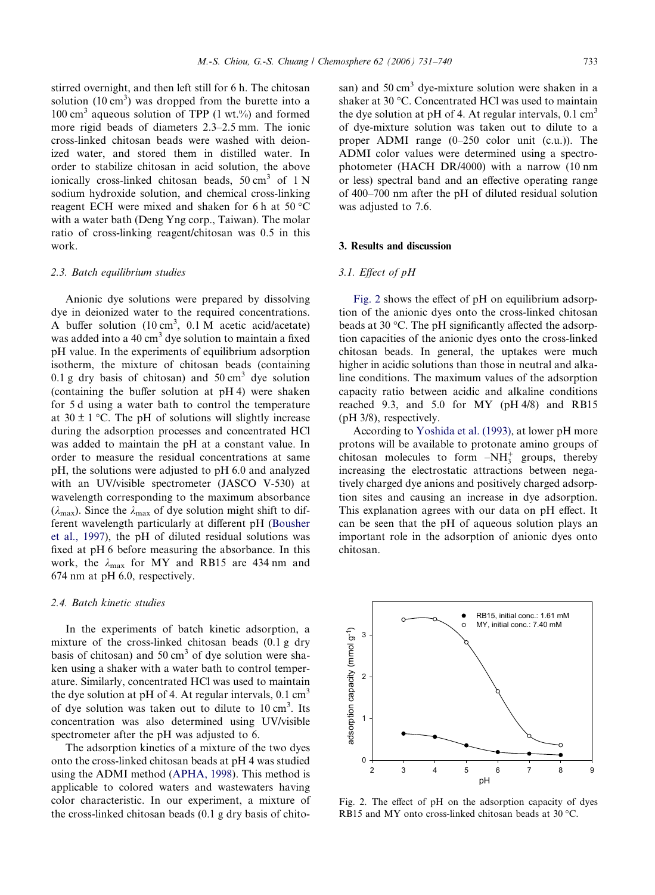stirred overnight, and then left still for 6 h. The chitosan solution (10 $cm^3$) was dropped from the burette into a 100 $cm^3$ aqueous solution of TPP (1 wt.%) and formed more rigid beads of diameters 2.3–2.5 mm. The ionic cross-linked chitosan beads were washed with deionized water, and stored them in distilled water. In order to stabilize chitosan in acid solution, the above ionically cross-linked chitosan beads, 50 $cm^3$ of 1 N sodium hydroxide solution, and chemical cross-linking reagent ECH were mixed and shaken for 6 h at 50 °C with a water bath (Deng Yng corp., Taiwan). The molar ratio of cross-linking reagent/chitosan was 0.5 in this work.

### 2.3. Batch equilibrium studies

Anionic dye solutions were prepared by dissolving dye in deionized water to the required concentrations. A buffer solution (10 $cm^3$, 0.1 M acetic acid/acetate) was added into a 40 $cm^3$ dye solution to maintain a fixed pH value. In the experiments of equilibrium adsorption isotherm, the mixture of chitosan beads (containing 0.1 g dry basis of chitosan) and 50 $cm^3$ dye solution (containing the buffer solution at pH 4) were shaken for 5 d using a water bath to control the temperature at 30 ± 1 °C. The pH of solutions will slightly increase during the adsorption processes and concentrated HCl was added to maintain the pH at a constant value. In order to measure the residual concentrations at same pH, the solutions were adjusted to pH 6.0 and analyzed with an UV/visible spectrometer (JASCO V-530) at wavelength corresponding to the maximum absorbance ($\lambda_{max}$). Since the $\lambda_{max}$ of dye solution might shift to different wavelength particularly at different pH (Bousher et al., 1997), the pH of diluted residual solutions was fixed at pH 6 before measuring the absorbance. In this work, the $\lambda_{max}$ for MY and RB15 are 434 nm and 674 nm at pH 6.0, respectively.

### 2.4. Batch kinetic studies

In the experiments of batch kinetic adsorption, a mixture of the cross-linked chitosan beads (0.1 g dry basis of chitosan) and 50 $cm^3$ of dye solution were shaken using a shaker with a water bath to control temperature. Similarly, concentrated HCl was used to maintain the dye solution at pH of 4. At regular intervals, 0.1 $cm^3$ of dye solution was taken out to dilute to 10 $cm^3$. Its concentration was also determined using UV/visible spectrometer after the pH was adjusted to 6.

The adsorption kinetics of a mixture of the two dyes onto the cross-linked chitosan beads at pH 4 was studied using the ADMI method (APHA, 1998). This method is applicable to colored waters and wastewaters having color characteristic. In our experiment, a mixture of the cross-linked chitosan beads (0.1 g dry basis of chitosan) and 50 $cm^3$ dye-mixture solution were shaken in a shaker at 30 °C. Concentrated HCl was used to maintain the dye solution at pH of 4. At regular intervals, 0.1 $cm^3$ of dye-mixture solution was taken out to dilute to a proper ADMI range (0–250 color unit (c.u.)). The ADMI color values were determined using a spectrophotometer (HACH DR/4000) with a narrow (10 nm or less) spectral band and an effective operating range of 400–700 nm after the pH of diluted residual solution was adjusted to 7.6.

## 3. Results and discussion

### 3.1. Effect of pH

Fig. 2 shows the effect of pH on equilibrium adsorption of the anionic dyes onto the cross-linked chitosan beads at 30 °C. The pH significantly affected the adsorption capacities of the anionic dyes onto the cross-linked chitosan beads. In general, the uptakes were much higher in acidic solutions than those in neutral and alkaline conditions. The maximum values of the adsorption capacity ratio between acidic and alkaline conditions reached 9.3, and 5.0 for MY (pH 4/8) and RB15 (pH 3/8), respectively.

According to Yoshida et al. (1993), at lower pH more protons will be available to protonate amino groups of chitosan molecules to form $-NH_3^+$ groups, thereby increasing the electrostatic attractions between negatively charged dye anions and positively charged adsorption sites and causing an increase in dye adsorption. This explanation agrees with our data on pH effect. It can be seen that the pH of aqueous solution plays an important role in the adsorption of anionic dyes onto chitosan.

RB15, initial conc.: 1.61 mM
MY, initial conc.: 7.40 mM
adsorption capacity (mmol g$^{-1}$)
0
1
2
3
pH
2
3
4
5
6
7
8
9

Fig. 2. The effect of pH on the adsorption capacity of dyes RB15 and MY onto cross-linked chitosan beads at 30 °C.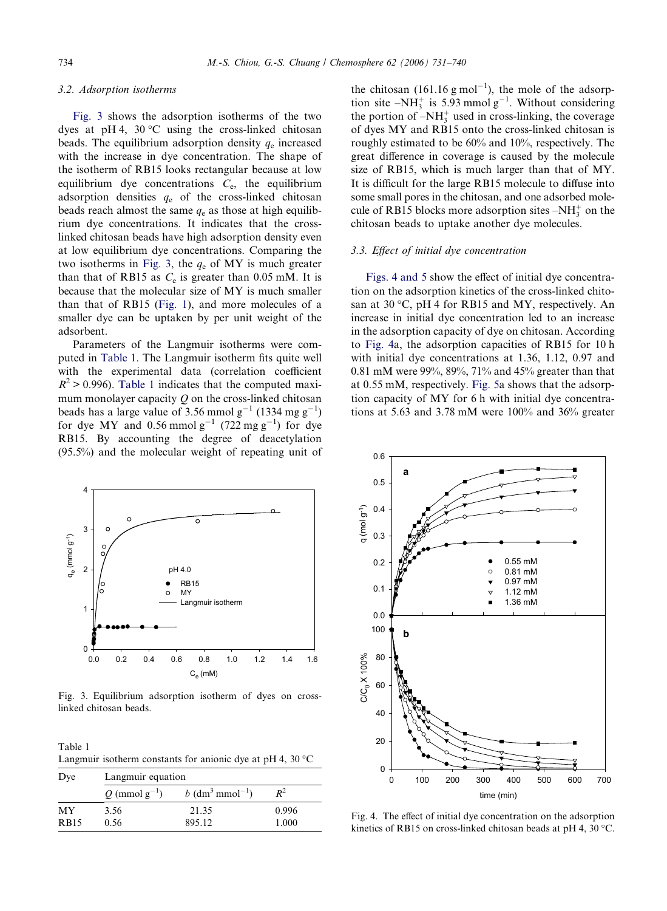### 3.2. Adsorption isotherms

Fig. 3 shows the adsorption isotherms of the two dyes at pH 4, 30 °C using the cross-linked chitosan beads. The equilibrium adsorption density $q_e$ increased with the increase in dye concentration. The shape of the isotherm of RB15 looks rectangular because at low equilibrium dye concentrations $C_e$, the equilibrium adsorption densities $q_e$ of the cross-linked chitosan beads reach almost the same $q_e$ as those at high equilibrium dye concentrations. It indicates that the cross-linked chitosan beads have high adsorption density even at low equilibrium dye concentrations. Comparing the two isotherms in Fig. 3, the $q_e$ of MY is much greater than that of RB15 as $C_e$ is greater than 0.05 mM. It is because that the molecular size of MY is much smaller than that of RB15 (Fig. 1), and more molecules of a smaller dye can be uptaken by per unit weight of the adsorbent.

Parameters of the Langmuir isotherms were computed in Table 1. The Langmuir isotherm fits quite well with the experimental data (correlation coefficient $R^2 > 0.996$). Table 1 indicates that the computed maximum monolayer capacity $Q$ on the cross-linked chitosan beads has a large value of 3.56 mmol $g^{-1}$ (1334 mg $g^{-1}$) for dye MY and 0.56 mmol $g^{-1}$ (722 mg $g^{-1}$) for dye RB15. By accounting the degree of deacetylation (95.5%) and the molecular weight of repeating unit of the chitosan (161.16 g $mol^{-1}$), the mole of the adsorption site $-NH_3^+$ is 5.93 mmol $g^{-1}$. Without considering the portion of $-NH_3^+$ used in cross-linking, the coverage of dyes MY and RB15 onto the cross-linked chitosan is roughly estimated to be 60% and 10%, respectively. The great difference in coverage is caused by the molecule size of RB15, which is much larger than that of MY. It is difficult for the large RB15 molecule to diffuse into some small pores in the chitosan, and one adsorbed molecule of RB15 blocks more adsorption sites $-NH_3^+$ on the chitosan beads to uptake another dye molecules.

pH 4.0
RB15
MY
Langmuir isotherm
$q_e$ (mmol $g^{-1}$)
$C_e$ (mM)
0
1
2
3
4
0.0
0.2
0.4
0.6
0.8
1.0
1.2
1.4
1.6

Fig. 3. Equilibrium adsorption isotherm of dyes on cross-linked chitosan beads.

Table 1
Langmuir isotherm constants for anionic dye at pH 4, 30 °C

| Dye | Langmuir equation | | |
|---|---|---|---|
| | $Q$ (mmol $g^{-1}$) | $b$ ($dm^3$ $mmol^{-1}$) | $R^2$ |
| MY | 3.56 | 21.35 | 0.996 |
| RB15 | 0.56 | 895.12 | 1.000 |

### 3.3. Effect of initial dye concentration

Figs. 4 and 5 show the effect of initial dye concentration on the adsorption kinetics of the cross-linked chitosan at 30 °C, pH 4 for RB15 and MY, respectively. An increase in initial dye concentration led to an increase in the adsorption capacity of dye on chitosan. According to Fig. 4a, the adsorption capacities of RB15 for 10 h with initial dye concentrations at 1.36, 1.12, 0.97 and 0.81 mM were 99%, 89%, 71% and 45% greater than that at 0.55 mM, respectively. Fig. 5a shows that the adsorption capacity of MY for 6 h with initial dye concentrations at 5.63 and 3.78 mM were 100% and 36% greater

a
0.55 mM
0.81 mM
0.97 mM
1.12 mM
1.36 mM
q (mol $g^{-1}$)
0.0
0.1
0.2
0.3
0.4
0.5
0.6
b
$C/C_0$ X 100%
0
20
40
60
80
100
0
100
200
300
400
500
600
700
time (min)

Fig. 4. The effect of initial dye concentration on the adsorption kinetics of RB15 on cross-linked chitosan beads at pH 4, 30 °C.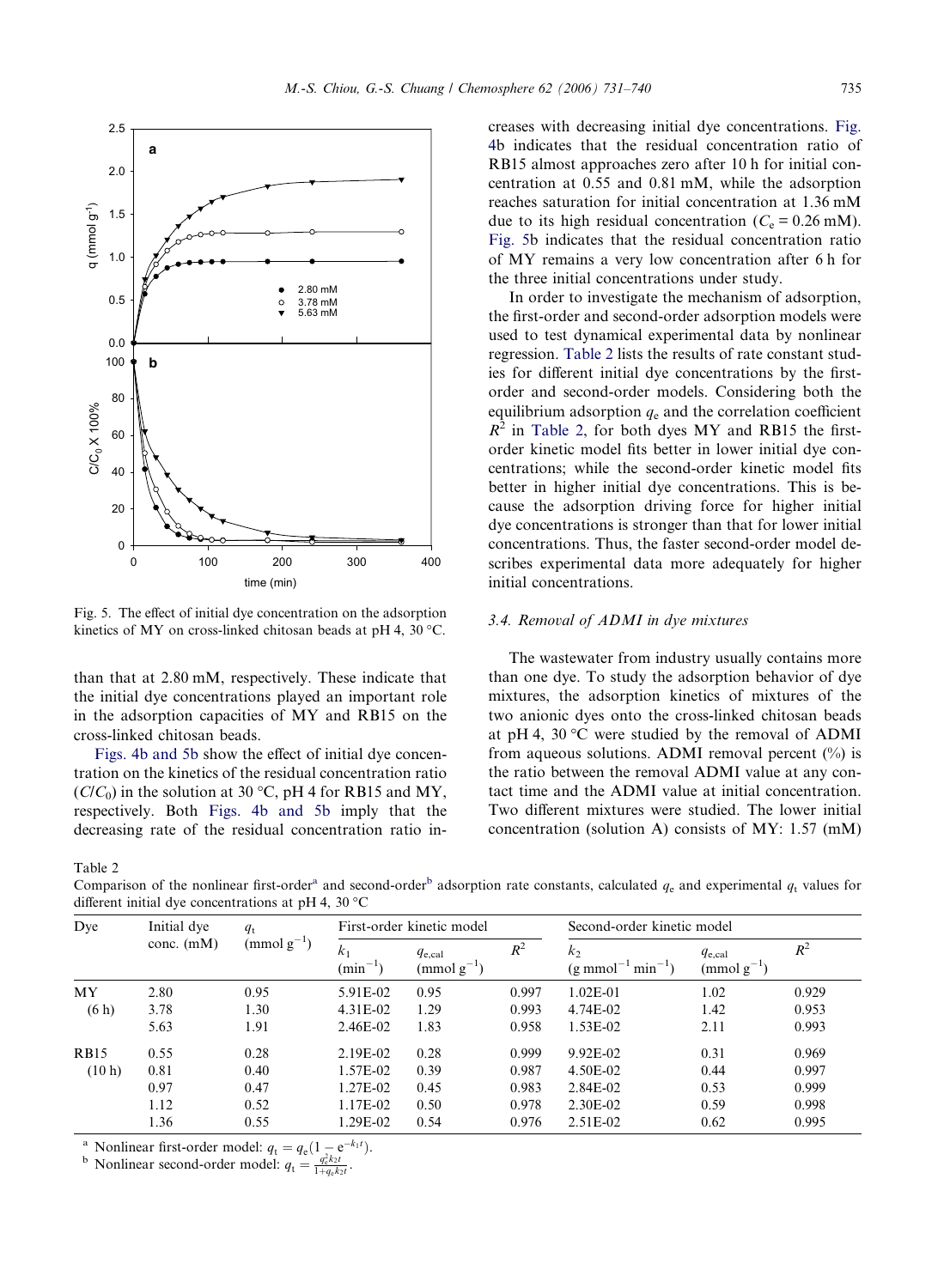2.5
a
2.0
1.5
q (mmol g$^{-1}$)
1.0
0.5
0.0
● 2.80 mM
○ 3.78 mM
▼ 5.63 mM
100
b
80
60
C/C$_0$ X 100%
40
20
0
0 100 200 300 400
time (min)

Fig. 5. The effect of initial dye concentration on the adsorption kinetics of MY on cross-linked chitosan beads at pH 4, 30 °C.

than that at 2.80 mM, respectively. These indicate that the initial dye concentrations played an important role in the adsorption capacities of MY and RB15 on the cross-linked chitosan beads.

Figs. 4b and 5b show the effect of initial dye concentration on the kinetics of the residual concentration ratio ($C/C_0$) in the solution at 30 °C, pH 4 for RB15 and MY, respectively. Both Figs. 4b and 5b imply that the decreasing rate of the residual concentration ratio increases with decreasing initial dye concentrations. Fig. 4b indicates that the residual concentration ratio of RB15 almost approaches zero after 10 h for initial concentration at 0.55 and 0.81 mM, while the adsorption reaches saturation for initial concentration at 1.36 mM due to its high residual concentration ($C_e$ = 0.26 mM). Fig. 5b indicates that the residual concentration ratio of MY remains a very low concentration after 6 h for the three initial concentrations under study.

In order to investigate the mechanism of adsorption, the first-order and second-order adsorption models were used to test dynamical experimental data by nonlinear regression. Table 2 lists the results of rate constant studies for different initial dye concentrations by the first-order and second-order models. Considering both the equilibrium adsorption $q_e$ and the correlation coefficient $R^2$ in Table 2, for both dyes MY and RB15 the first-order kinetic model fits better in lower initial dye concentrations; while the second-order kinetic model fits better in higher initial dye concentrations. This is because the adsorption driving force for higher initial dye concentrations is stronger than that for lower initial concentrations. Thus, the faster second-order model describes experimental data more adequately for higher initial concentrations.

### 3.4. Removal of ADMI in dye mixtures

The wastewater from industry usually contains more than one dye. To study the adsorption behavior of dye mixtures, the adsorption kinetics of mixtures of the two anionic dyes onto the cross-linked chitosan beads at pH 4, 30 °C were studied by the removal of ADMI from aqueous solutions. ADMI removal percent (%) is the ratio between the removal ADMI value at any contact time and the ADMI value at initial concentration. Two different mixtures were studied. The lower initial concentration (solution A) consists of MY: 1.57 (mM)

Table 2
Comparison of the nonlinear first-order[a] and second-order[b] adsorption rate constants, calculated $q_e$ and experimental $q_t$ values for different initial dye concentrations at pH 4, 30 °C

| Dye | Initial dye conc. (mM) | $q_t$ (mmol g$^{-1}$) | First-order kinetic model | | | Second-order kinetic model | | |
|---|---|---|---|---|---|---|---|---|
| | | | $k_1$ (min$^{-1}$) | $q_{e,cal}$ (mmol g$^{-1}$) | $R^2$ | $k_2$ (g mmol$^{-1}$ min$^{-1}$) | $q_{e,cal}$ (mmol g$^{-1}$) | $R^2$ |
| MY | 2.80 | 0.95 | 5.91E-02 | 0.95 | 0.997 | 1.02E-01 | 1.02 | 0.929 |
| (6 h) | 3.78 | 1.30 | 4.31E-02 | 1.29 | 0.993 | 4.74E-02 | 1.42 | 0.953 |
| | 5.63 | 1.91 | 2.46E-02 | 1.83 | 0.958 | 1.53E-02 | 2.11 | 0.993 |
| RB15 | 0.55 | 0.28 | 2.19E-02 | 0.28 | 0.999 | 9.92E-02 | 0.31 | 0.969 |
| (10 h) | 0.81 | 0.40 | 1.57E-02 | 0.39 | 0.987 | 4.50E-02 | 0.44 | 0.997 |
| | 0.97 | 0.47 | 1.27E-02 | 0.45 | 0.983 | 2.84E-02 | 0.53 | 0.999 |
| | 1.12 | 0.52 | 1.17E-02 | 0.50 | 0.978 | 2.30E-02 | 0.59 | 0.998 |
| | 1.36 | 0.55 | 1.29E-02 | 0.54 | 0.976 | 2.51E-02 | 0.62 | 0.995 |

[a] Nonlinear first-order model: $q_t = q_e(1 - e^{-k_1 t})$.
[b] Nonlinear second-order model: $q_t = \frac{q_e^2 k_2 t}{1 + q_e k_2 t}$.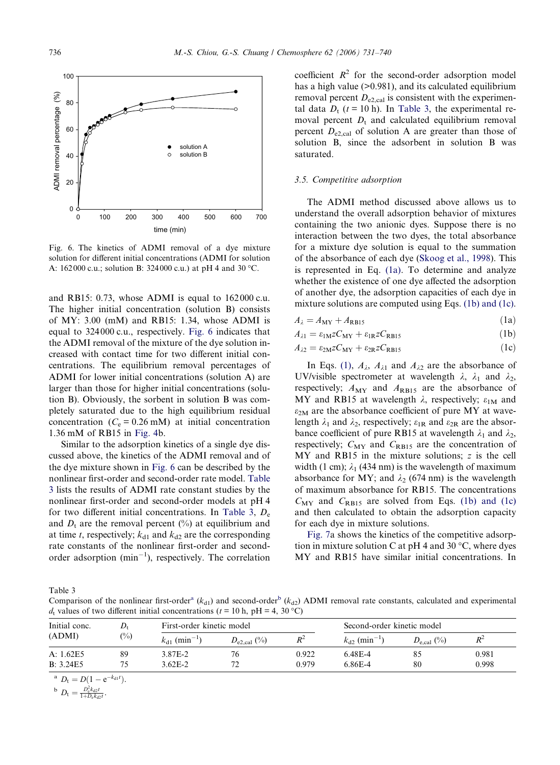100

80

60

40

20

0

ADMI removal percentage (%)

0 100 200 300 400 500 600 700

time (min)

● solution A
○ solution B

Fig. 6. The kinetics of ADMI removal of a dye mixture solution for different initial concentrations (ADMI for solution A: 162 000 c.u.; solution B: 324 000 c.u.) at pH 4 and 30 °C.

and RB15: 0.73, whose ADMI is equal to 162 000 c.u. The higher initial concentration (solution B) consists of MY: 3.00 (mM) and RB15: 1.34, whose ADMI is equal to 324 000 c.u., respectively. Fig. 6 indicates that the ADMI removal of the mixture of the dye solution increased with contact time for two different initial concentrations. The equilibrium removal percentages of ADMI for lower initial concentrations (solution A) are larger than those for higher initial concentrations (solution B). Obviously, the sorbent in solution B was completely saturated due to the high equilibrium residual concentration ($C_e = 0.26$ mM) at initial concentration 1.36 mM of RB15 in Fig. 4b.

Similar to the adsorption kinetics of a single dye discussed above, the kinetics of the ADMI removal and of the dye mixture shown in Fig. 6 can be described by the nonlinear first-order and second-order rate model. Table 3 lists the results of ADMI rate constant studies by the nonlinear first-order and second-order models at pH 4 for two different initial concentrations. In Table 3, $D_e$ and $D_t$ are the removal percent (%) at equilibrium and at time $t$, respectively; $k_{d1}$ and $k_{d2}$ are the corresponding rate constants of the nonlinear first-order and second-order adsorption ($\text{min}^{-1}$), respectively. The correlation coefficient $R^2$ for the second-order adsorption model has a high value (>0.981), and its calculated equilibrium removal percent $D_{e2,cal}$ is consistent with the experimental data $D_t$ ($t = 10$ h). In Table 3, the experimental removal percent $D_t$ and calculated equilibrium removal percent $D_{e2,cal}$ of solution A are greater than those of solution B, since the adsorbent in solution B was saturated.

### 3.5. Competitive adsorption

The ADMI method discussed above allows us to understand the overall adsorption behavior of mixtures containing the two anionic dyes. Suppose there is no interaction between the two dyes, the total absorbance for a mixture dye solution is equal to the summation of the absorbance of each dye (Skoog et al., 1998). This is represented in Eq. (1a). To determine and analyze whether the existence of one dye affected the adsorption of another dye, the adsorption capacities of each dye in mixture solutions are computed using Eqs. (1b) and (1c).

$$A_{\lambda} = A_{\text{MY}} + A_{\text{RB15}} \tag{1a}$$

$$A_{\lambda 1} = \varepsilon_{1\text{M}} z C_{\text{MY}} + \varepsilon_{1\text{R}} z C_{\text{RB15}} \tag{1b}$$

$$A_{\lambda 2} = \varepsilon_{2\text{M}} z C_{\text{MY}} + \varepsilon_{2\text{R}} z C_{\text{RB15}} \tag{1c}$$

In Eqs. (1), $A_{\lambda}$, $A_{\lambda 1}$ and $A_{\lambda 2}$ are the absorbance of UV/visible spectrometer at wavelength $\lambda$, $\lambda_1$ and $\lambda_2$, respectively; $A_{\text{MY}}$ and $A_{\text{RB15}}$ are the absorbance of MY and RB15 at wavelength $\lambda$, respectively; $\varepsilon_{1\text{M}}$ and $\varepsilon_{2\text{M}}$ are the absorbance coefficient of pure MY at wavelength $\lambda_1$ and $\lambda_2$, respectively; $\varepsilon_{1\text{R}}$ and $\varepsilon_{2\text{R}}$ are the absorbance coefficient of pure RB15 at wavelength $\lambda_1$ and $\lambda_2$, respectively; $C_{\text{MY}}$ and $C_{\text{RB15}}$ are the concentration of MY and RB15 in the mixture solutions; $z$ is the cell width (1 cm); $\lambda_1$ (434 nm) is the wavelength of maximum absorbance for MY; and $\lambda_2$ (674 nm) is the wavelength of maximum absorbance for RB15. The concentrations $C_{\text{MY}}$ and $C_{\text{RB15}}$ are solved from Eqs. (1b) and (1c) and then calculated to obtain the adsorption capacity for each dye in mixture solutions.

Fig. 7a shows the kinetics of the competitive adsorption in mixture solution C at pH 4 and 30 °C, where dyes MY and RB15 have similar initial concentrations. In

Table 3
Comparison of the nonlinear first-order[a] ($k_{d1}$) and second-order[b] ($k_{d2}$) ADMI removal rate constants, calculated and experimental $d_t$ values of two different initial concentrations ($t = 10$ h, pH = 4, 30 °C)

| Initial conc. (ADMI) | $D_t$ (%) | First-order kinetic model | | | Second-order kinetic model | | |
|---|---|---|---|---|---|---|---|
| | | $k_{d1}$ ($\text{min}^{-1}$) | $D_{e2,cal}$ (%) | $R^2$ | $k_{d2}$ ($\text{min}^{-1}$) | $D_{e,cal}$ (%) | $R^2$ |
| A: 1.62E5 | 89 | 3.87E-2 | 76 | 0.922 | 6.48E-4 | 85 | 0.981 |
| B: 3.24E5 | 75 | 3.62E-2 | 72 | 0.979 | 6.86E-4 | 80 | 0.998 |

[a] $D_t = D(1 - e^{-k_{d1}t})$.

[b] $D_t = \frac{D_e^2 k_{d2} t}{1 + D_e k_{d2} t}$.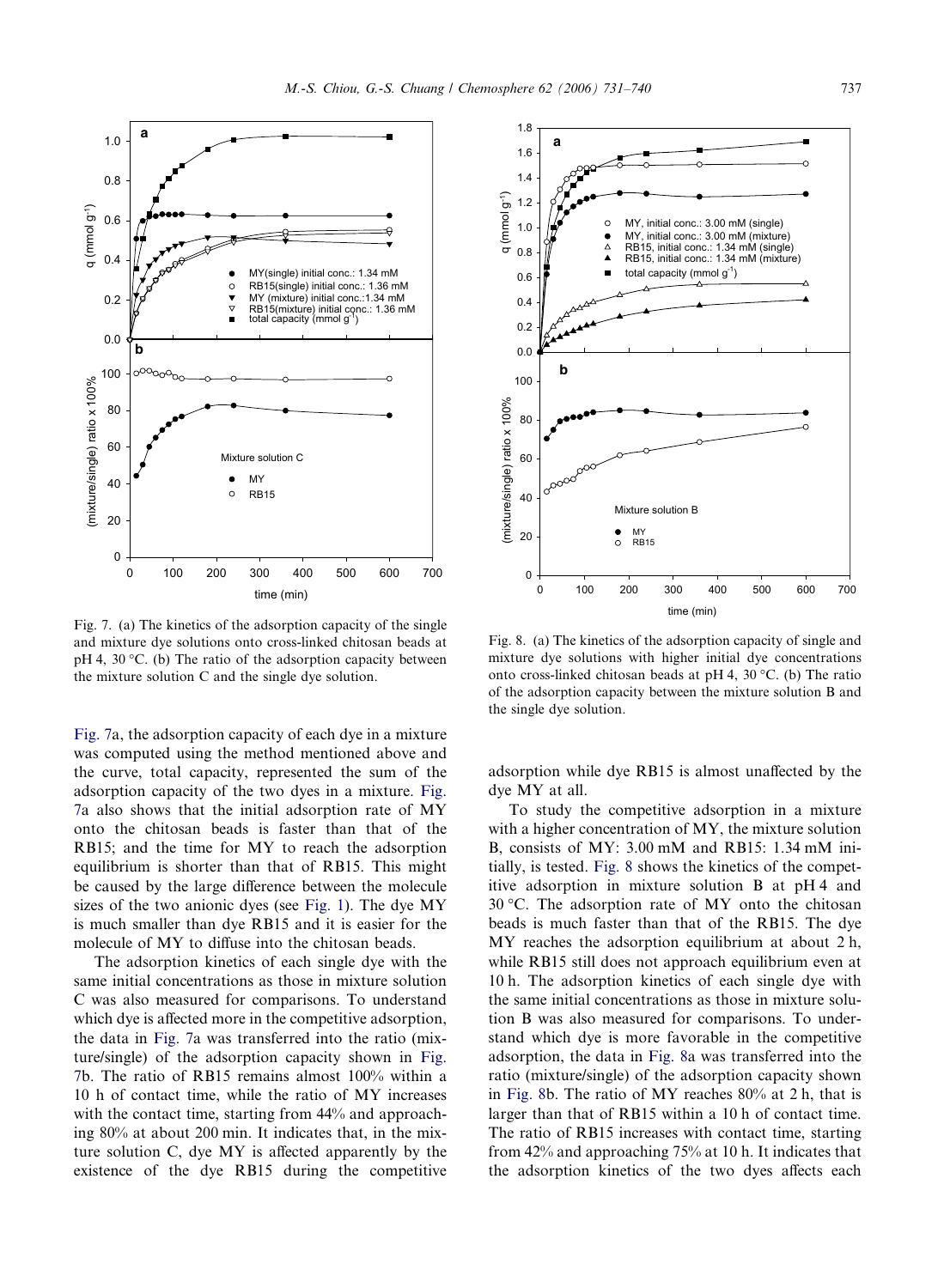Fig. 7. (a) The kinetics of the adsorption capacity of the single and mixture dye solutions onto cross-linked chitosan beads at pH 4, 30 °C. (b) The ratio of the adsorption capacity between the mixture solution C and the single dye solution.

Fig. 8. (a) The kinetics of the adsorption capacity of single and mixture dye solutions with higher initial dye concentrations onto cross-linked chitosan beads at pH 4, 30 °C. (b) The ratio of the adsorption capacity between the mixture solution B and the single dye solution.

Fig. 7a, the adsorption capacity of each dye in a mixture was computed using the method mentioned above and the curve, total capacity, represented the sum of the adsorption capacity of the two dyes in a mixture. Fig. 7a also shows that the initial adsorption rate of MY onto the chitosan beads is faster than that of the RB15; and the time for MY to reach the adsorption equilibrium is shorter than that of RB15. This might be caused by the large difference between the molecule sizes of the two anionic dyes (see Fig. 1). The dye MY is much smaller than dye RB15 and it is easier for the molecule of MY to diffuse into the chitosan beads.

The adsorption kinetics of each single dye with the same initial concentrations as those in mixture solution C was also measured for comparisons. To understand which dye is affected more in the competitive adsorption, the data in Fig. 7a was transferred into the ratio (mixture/single) of the adsorption capacity shown in Fig. 7b. The ratio of RB15 remains almost 100% within a 10 h of contact time, while the ratio of MY increases with the contact time, starting from 44% and approaching 80% at about 200 min. It indicates that, in the mixture solution C, dye MY is affected apparently by the existence of the dye RB15 during the competitive adsorption while dye RB15 is almost unaffected by the dye MY at all.

To study the competitive adsorption in a mixture with a higher concentration of MY, the mixture solution B, consists of MY: 3.00 mM and RB15: 1.34 mM initially, is tested. Fig. 8 shows the kinetics of the competitive adsorption in mixture solution B at pH 4 and 30 °C. The adsorption rate of MY onto the chitosan beads is much faster than that of the RB15. The dye MY reaches the adsorption equilibrium at about 2 h, while RB15 still does not approach equilibrium even at 10 h. The adsorption kinetics of each single dye with the same initial concentrations as those in mixture solution B was also measured for comparisons. To understand which dye is more favorable in the competitive adsorption, the data in Fig. 8a was transferred into the ratio (mixture/single) of the adsorption capacity shown in Fig. 8b. The ratio of MY reaches 80% at 2 h, that is larger than that of RB15 within a 10 h of contact time. The ratio of RB15 increases with contact time, starting from 42% and approaching 75% at 10 h. It indicates that the adsorption kinetics of the two dyes affects each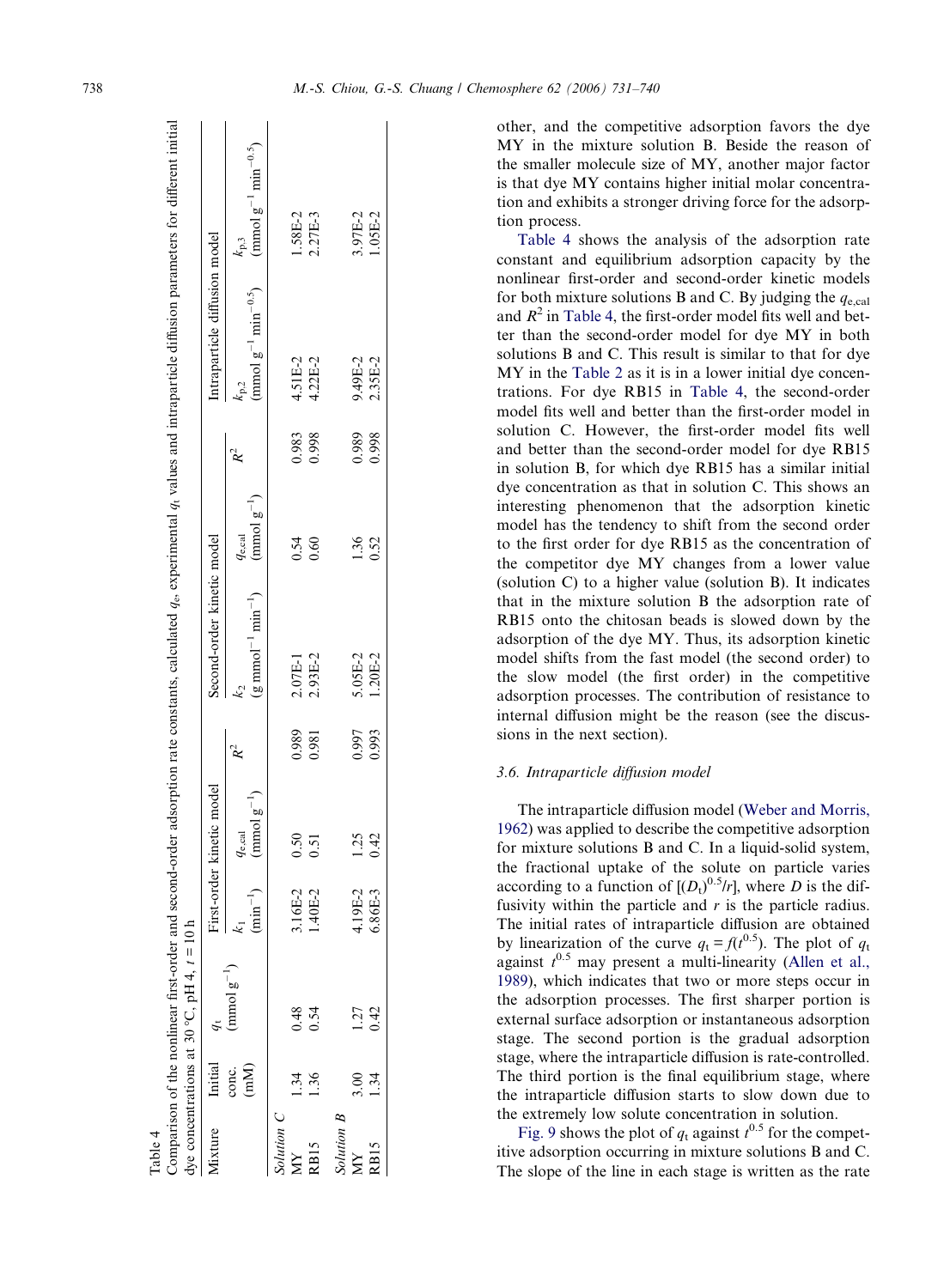Table 4
Comparison of the nonlinear first-order and second-order adsorption rate constants, calculated $q_e$, experimental $q_t$ values and intraparticle diffusion parameters for different initial dye concentrations at 30 °C, pH 4, $t$ = 10 h

| Mixture | Initial conc. (mM) | $q_t$ (mmol g$^{-1}$) | First-order kinetic model | | | Second-order kinetic model | | | Intraparticle diffusion model | |
|---|---|---|---|---|---|---|---|---|---|---|
| | | | $k_1$ (min$^{-1}$) | $q_{e,cal}$ (mmol g$^{-1}$) | $R^2$ | $k_2$ (g mmol$^{-1}$ min$^{-1}$) | $q_{e,cal}$ (mmol g$^{-1}$) | $R^2$ | $k_{p,2}$ (mmol g$^{-1}$ min$^{-0.5}$) | $k_{p,3}$ (mmol g$^{-1}$ min$^{-0.5}$) |
| *Solution C* | | | | | | | | | | |
| MY | 1.34 | 0.48 | 3.16E-2 | 0.50 | 0.989 | 2.07E-1 | 0.54 | 0.983 | 4.51E-2 | 1.58E-2 |
| RB15 | 1.36 | 0.54 | 1.40E-2 | 0.51 | 0.981 | 2.93E-2 | 0.60 | 0.998 | 4.22E-2 | 2.27E-3 |
| *Solution B* | | | | | | | | | | |
| MY | 3.00 | 1.27 | 4.19E-2 | 1.25 | 0.997 | 5.05E-2 | 1.36 | 0.989 | 9.49E-2 | 3.97E-2 |
| RB15 | 1.34 | 0.42 | 6.86E-3 | 0.42 | 0.993 | 1.20E-2 | 0.52 | 0.998 | 2.35E-2 | 1.05E-2 |

other, and the competitive adsorption favors the dye MY in the mixture solution B. Beside the reason of the smaller molecule size of MY, another major factor is that dye MY contains higher initial molar concentration and exhibits a stronger driving force for the adsorption process.

Table 4 shows the analysis of the adsorption rate constant and equilibrium adsorption capacity by the nonlinear first-order and second-order kinetic models for both mixture solutions B and C. By judging the $q_{e,cal}$ and $R^2$ in Table 4, the first-order model fits well and better than the second-order model for dye MY in both solutions B and C. This result is similar to that for dye MY in the Table 2 as it is in a lower initial dye concentrations. For dye RB15 in Table 4, the second-order model fits well and better than the first-order model in solution C. However, the first-order model fits well and better than the second-order model for dye RB15 in solution B, for which dye RB15 has a similar initial dye concentration as that in solution C. This shows an interesting phenomenon that the adsorption kinetic model has the tendency to shift from the second order to the first order for dye RB15 as the concentration of the competitor dye MY changes from a lower value (solution C) to a higher value (solution B). It indicates that in the mixture solution B the adsorption rate of RB15 onto the chitosan beads is slowed down by the adsorption of the dye MY. Thus, its adsorption kinetic model shifts from the fast model (the second order) to the slow model (the first order) in the competitive adsorption processes. The contribution of resistance to internal diffusion might be the reason (see the discussions in the next section).

### 3.6. Intraparticle diffusion model

The intraparticle diffusion model (Weber and Morris, 1962) was applied to describe the competitive adsorption for mixture solutions B and C. In a liquid-solid system, the fractional uptake of the solute on particle varies according to a function of $[(D_t)^{0.5}/r]$, where $D$ is the diffusivity within the particle and $r$ is the particle radius. The initial rates of intraparticle diffusion are obtained by linearization of the curve $q_t = f(t^{0.5})$. The plot of $q_t$ against $t^{0.5}$ may present a multi-linearity (Allen et al., 1989), which indicates that two or more steps occur in the adsorption processes. The first sharper portion is external surface adsorption or instantaneous adsorption stage. The second portion is the gradual adsorption stage, where the intraparticle diffusion is rate-controlled. The third portion is the final equilibrium stage, where the intraparticle diffusion starts to slow down due to the extremely low solute concentration in solution.

Fig. 9 shows the plot of $q_t$ against $t^{0.5}$ for the competitive adsorption occurring in mixture solutions B and C. The slope of the line in each stage is written as the rate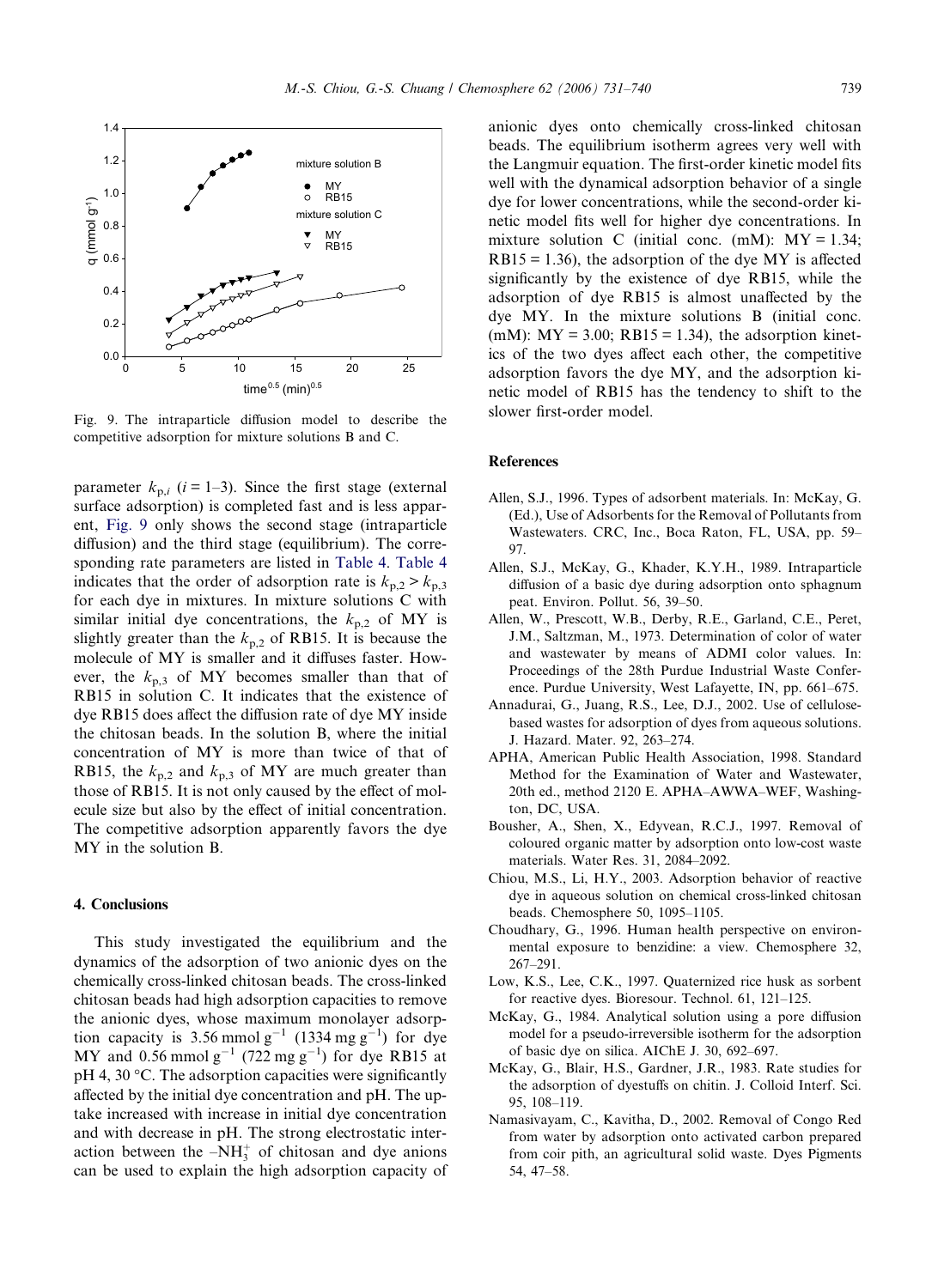1.4
1.2
1.0
0.8
0.6
0.4
0.2
0.0

0 5 10 15 20 25

q (mmol g$^{-1}$)

time$^{0.5}$ (min)$^{0.5}$

mixture solution B
● MY
○ RB15
mixture solution C
▼ MY
▽ RB15

Fig. 9. The intraparticle diffusion model to describe the competitive adsorption for mixture solutions B and C.

parameter $k_{p,i}$ ($i = 1$–3). Since the first stage (external surface adsorption) is completed fast and is less apparent, Fig. 9 only shows the second stage (intraparticle diffusion) and the third stage (equilibrium). The corresponding rate parameters are listed in Table 4. Table 4 indicates that the order of adsorption rate is $k_{p,2} > k_{p,3}$ for each dye in mixtures. In mixture solutions C with similar initial dye concentrations, the $k_{p,2}$ of MY is slightly greater than the $k_{p,2}$ of RB15. It is because the molecule of MY is smaller and it diffuses faster. However, the $k_{p,3}$ of MY becomes smaller than that of RB15 in solution C. It indicates that the existence of dye RB15 does affect the diffusion rate of dye MY inside the chitosan beads. In the solution B, where the initial concentration of MY is more than twice of that of RB15, the $k_{p,2}$ and $k_{p,3}$ of MY are much greater than those of RB15. It is not only caused by the effect of molecule size but also by the effect of initial concentration. The competitive adsorption apparently favors the dye MY in the solution B.

## 4. Conclusions

This study investigated the equilibrium and the dynamics of the adsorption of two anionic dyes on the chemically cross-linked chitosan beads. The cross-linked chitosan beads had high adsorption capacities to remove the anionic dyes, whose maximum monolayer adsorption capacity is 3.56 mmol g$^{-1}$ (1334 mg g$^{-1}$) for dye MY and 0.56 mmol g$^{-1}$ (722 mg g$^{-1}$) for dye RB15 at pH 4, 30 °C. The adsorption capacities were significantly affected by the initial dye concentration and pH. The uptake increased with increase in initial dye concentration and with decrease in pH. The strong electrostatic interaction between the $-NH_3^+$ of chitosan and dye anions can be used to explain the high adsorption capacity of anionic dyes onto chemically cross-linked chitosan beads. The equilibrium isotherm agrees very well with the Langmuir equation. The first-order kinetic model fits well with the dynamical adsorption behavior of a single dye for lower concentrations, while the second-order kinetic model fits well for higher dye concentrations. In mixture solution C (initial conc. (mM): MY = 1.34; RB15 = 1.36), the adsorption of the dye MY is affected significantly by the existence of dye RB15, while the adsorption of dye RB15 is almost unaffected by the dye MY. In the mixture solutions B (initial conc. (mM): MY = 3.00; RB15 = 1.34), the adsorption kinetics of the two dyes affect each other, the competitive adsorption favors the dye MY, and the adsorption kinetic model of RB15 has the tendency to shift to the slower first-order model.

## References

Allen, S.J., 1996. Types of adsorbent materials. In: McKay, G. (Ed.), Use of Adsorbents for the Removal of Pollutants from Wastewaters. CRC, Inc., Boca Raton, FL, USA, pp. 59–97.

Allen, S.J., McKay, G., Khader, K.Y.H., 1989. Intraparticle diffusion of a basic dye during adsorption onto sphagnum peat. Environ. Pollut. 56, 39–50.

Allen, W., Prescott, W.B., Derby, R.E., Garland, C.E., Peret, J.M., Saltzman, M., 1973. Determination of color of water and wastewater by means of ADMI color values. In: Proceedings of the 28th Purdue Industrial Waste Conference. Purdue University, West Lafayette, IN, pp. 661–675.

Annadurai, G., Juang, R.S., Lee, D.J., 2002. Use of cellulose-based wastes for adsorption of dyes from aqueous solutions. J. Hazard. Mater. 92, 263–274.

APHA, American Public Health Association, 1998. Standard Method for the Examination of Water and Wastewater, 20th ed., method 2120 E. APHA–AWWA–WEF, Washington, DC, USA.

Bousher, A., Shen, X., Edyvean, R.C.J., 1997. Removal of coloured organic matter by adsorption onto low-cost waste materials. Water Res. 31, 2084–2092.

Chiou, M.S., Li, H.Y., 2003. Adsorption behavior of reactive dye in aqueous solution on chemical cross-linked chitosan beads. Chemosphere 50, 1095–1105.

Choudhary, G., 1996. Human health perspective on environmental exposure to benzidine: a view. Chemosphere 32, 267–291.

Low, K.S., Lee, C.K., 1997. Quaternized rice husk as sorbent for reactive dyes. Bioresour. Technol. 61, 121–125.

McKay, G., 1984. Analytical solution using a pore diffusion model for a pseudo-irreversible isotherm for the adsorption of basic dye on silica. AIChE J. 30, 692–697.

McKay, G., Blair, H.S., Gardner, J.R., 1983. Rate studies for the adsorption of dyestuffs on chitin. J. Colloid Interf. Sci. 95, 108–119.

Namasivayam, C., Kavitha, D., 2002. Removal of Congo Red from water by adsorption onto activated carbon prepared from coir pith, an agricultural solid waste. Dyes Pigments 54, 47–58.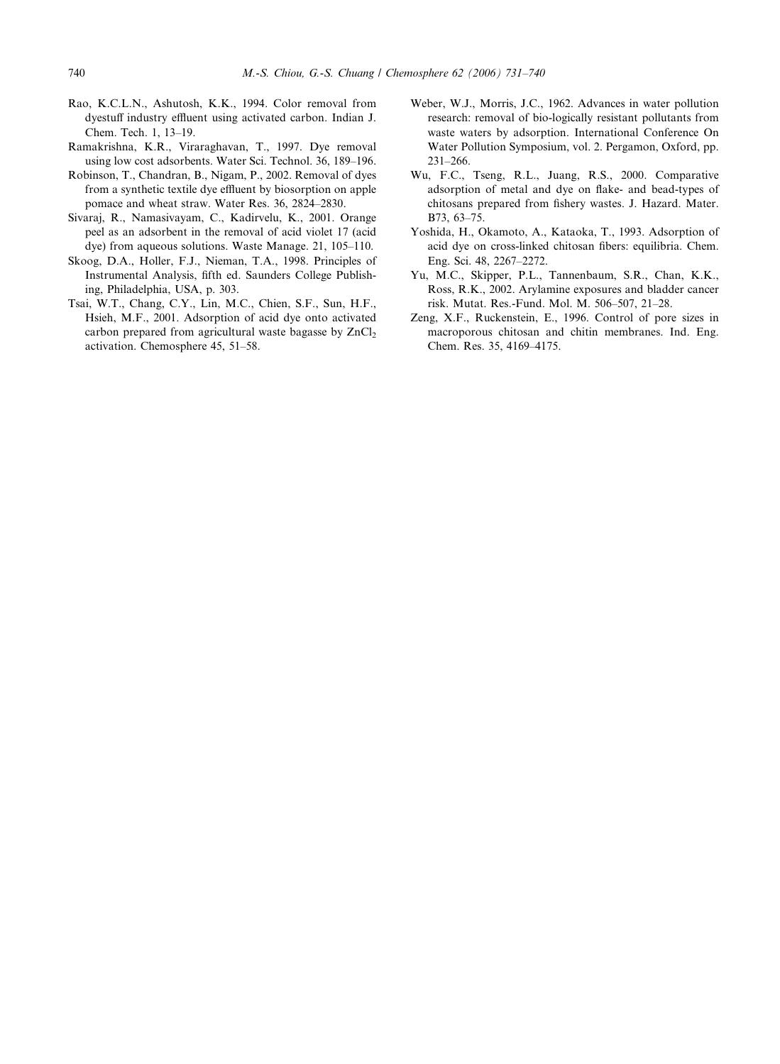Rao, K.C.L.N., Ashutosh, K.K., 1994. Color removal from dyestuff industry effluent using activated carbon. Indian J. Chem. Tech. 1, 13–19.

Ramakrishna, K.R., Viraraghavan, T., 1997. Dye removal using low cost adsorbents. Water Sci. Technol. 36, 189–196.

Robinson, T., Chandran, B., Nigam, P., 2002. Removal of dyes from a synthetic textile dye effluent by biosorption on apple pomace and wheat straw. Water Res. 36, 2824–2830.

Sivaraj, R., Namasivayam, C., Kadirvelu, K., 2001. Orange peel as an adsorbent in the removal of acid violet 17 (acid dye) from aqueous solutions. Waste Manage. 21, 105–110.

Skoog, D.A., Holler, F.J., Nieman, T.A., 1998. Principles of Instrumental Analysis, fifth ed. Saunders College Publishing, Philadelphia, USA, p. 303.

Tsai, W.T., Chang, C.Y., Lin, M.C., Chien, S.F., Sun, H.F., Hsieh, M.F., 2001. Adsorption of acid dye onto activated carbon prepared from agricultural waste bagasse by $ZnCl_2$ activation. Chemosphere 45, 51–58.

Weber, W.J., Morris, J.C., 1962. Advances in water pollution research: removal of bio-logically resistant pollutants from waste waters by adsorption. International Conference On Water Pollution Symposium, vol. 2. Pergamon, Oxford, pp. 231–266.

Wu, F.C., Tseng, R.L., Juang, R.S., 2000. Comparative adsorption of metal and dye on flake- and bead-types of chitosans prepared from fishery wastes. J. Hazard. Mater. B73, 63–75.

Yoshida, H., Okamoto, A., Kataoka, T., 1993. Adsorption of acid dye on cross-linked chitosan fibers: equilibria. Chem. Eng. Sci. 48, 2267–2272.

Yu, M.C., Skipper, P.L., Tannenbaum, S.R., Chan, K.K., Ross, R.K., 2002. Arylamine exposures and bladder cancer risk. Mutat. Res.-Fund. Mol. M. 506–507, 21–28.

Zeng, X.F., Ruckenstein, E., 1996. Control of pore sizes in macroporous chitosan and chitin membranes. Ind. Eng. Chem. Res. 35, 4169–4175.